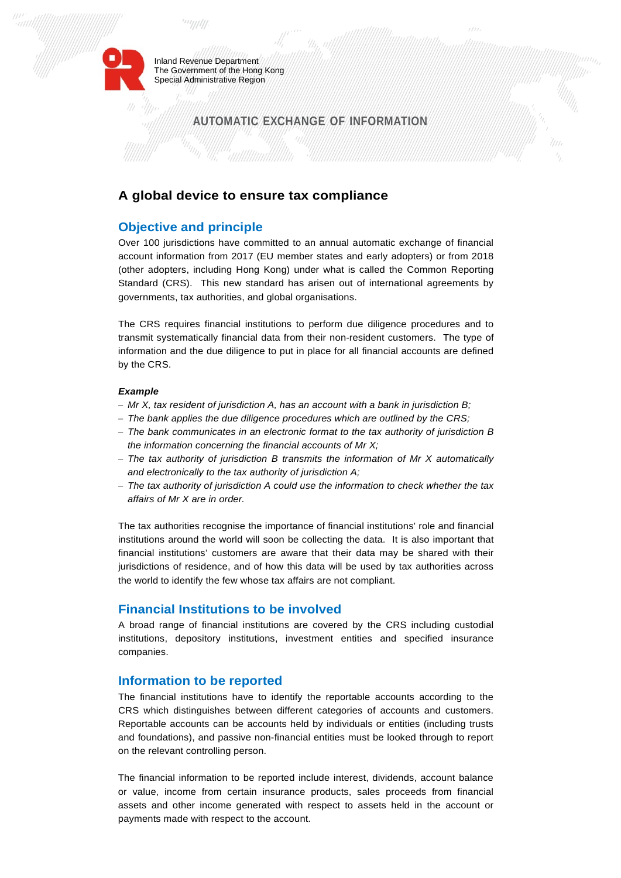Inland Revenue Department
The Government of the Hong Kong
Special Administrative Region

AUTOMATIC EXCHANGE OF INFORMATION

# A global device to ensure tax compliance

## Objective and principle

Over 100 jurisdictions have committed to an annual automatic exchange of financial account information from 2017 (EU member states and early adopters) or from 2018 (other adopters, including Hong Kong) under what is called the Common Reporting Standard (CRS). This new standard has arisen out of international agreements by governments, tax authorities, and global organisations.

The CRS requires financial institutions to perform due diligence procedures and to transmit systematically financial data from their non-resident customers. The type of information and the due diligence to put in place for all financial accounts are defined by the CRS.

***Example***

- *Mr X, tax resident of jurisdiction A, has an account with a bank in jurisdiction B;*
- *The bank applies the due diligence procedures which are outlined by the CRS;*
- *The bank communicates in an electronic format to the tax authority of jurisdiction B the information concerning the financial accounts of Mr X;*
- *The tax authority of jurisdiction B transmits the information of Mr X automatically and electronically to the tax authority of jurisdiction A;*
- *The tax authority of jurisdiction A could use the information to check whether the tax affairs of Mr X are in order.*

The tax authorities recognise the importance of financial institutions' role and financial institutions around the world will soon be collecting the data. It is also important that financial institutions' customers are aware that their data may be shared with their jurisdictions of residence, and of how this data will be used by tax authorities across the world to identify the few whose tax affairs are not compliant.

## Financial Institutions to be involved

A broad range of financial institutions are covered by the CRS including custodial institutions, depository institutions, investment entities and specified insurance companies.

## Information to be reported

The financial institutions have to identify the reportable accounts according to the CRS which distinguishes between different categories of accounts and customers. Reportable accounts can be accounts held by individuals or entities (including trusts and foundations), and passive non-financial entities must be looked through to report on the relevant controlling person.

The financial information to be reported include interest, dividends, account balance or value, income from certain insurance products, sales proceeds from financial assets and other income generated with respect to assets held in the account or payments made with respect to the account.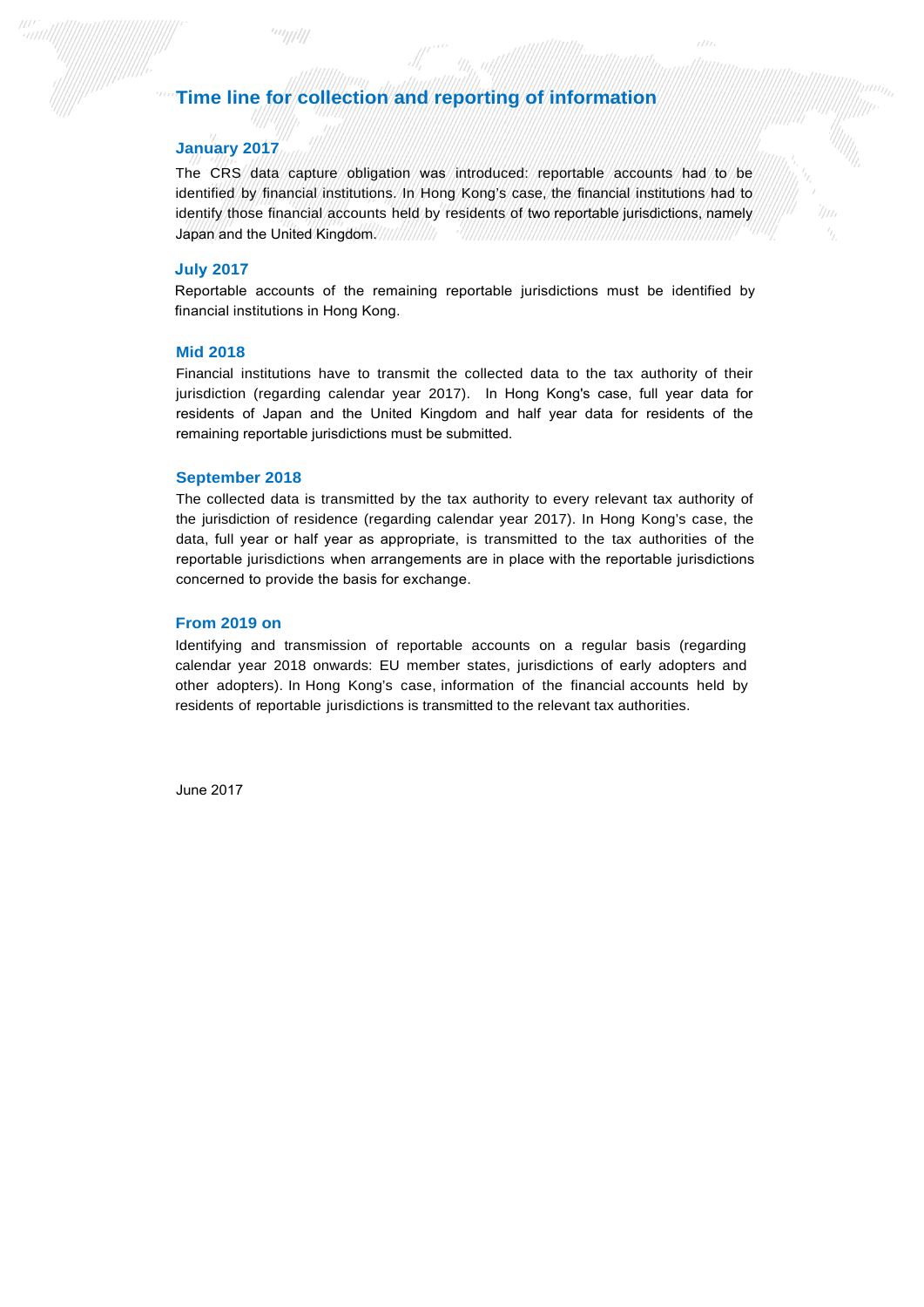## Time line for collection and reporting of information

### January 2017

The CRS data capture obligation was introduced: reportable accounts had to be identified by financial institutions. In Hong Kong's case, the financial institutions had to identify those financial accounts held by residents of two reportable jurisdictions, namely Japan and the United Kingdom.

### July 2017

Reportable accounts of the remaining reportable jurisdictions must be identified by financial institutions in Hong Kong.

### Mid 2018

Financial institutions have to transmit the collected data to the tax authority of their jurisdiction (regarding calendar year 2017). In Hong Kong's case, full year data for residents of Japan and the United Kingdom and half year data for residents of the remaining reportable jurisdictions must be submitted.

### September 2018

The collected data is transmitted by the tax authority to every relevant tax authority of the jurisdiction of residence (regarding calendar year 2017). In Hong Kong's case, the data, full year or half year as appropriate, is transmitted to the tax authorities of the reportable jurisdictions when arrangements are in place with the reportable jurisdictions concerned to provide the basis for exchange.

### From 2019 on

Identifying and transmission of reportable accounts on a regular basis (regarding calendar year 2018 onwards: EU member states, jurisdictions of early adopters and other adopters). In Hong Kong's case, information of the financial accounts held by residents of reportable jurisdictions is transmitted to the relevant tax authorities.

June 2017